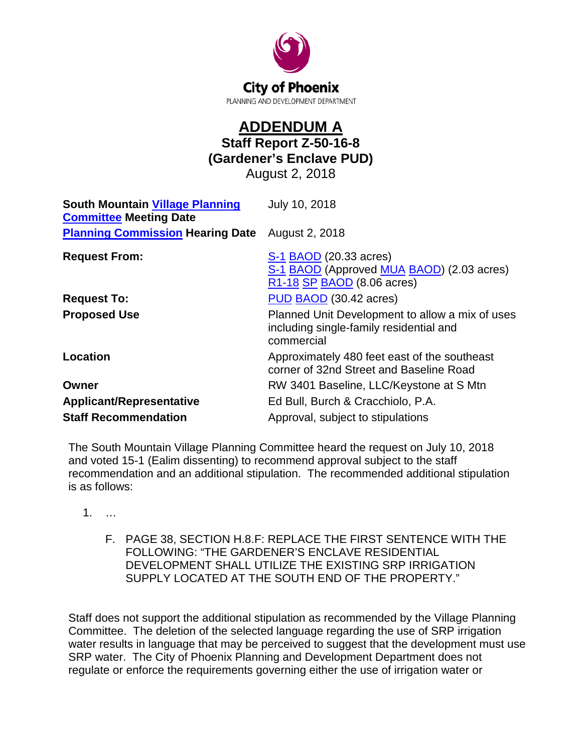City of Phoenix
PLANNING AND DEVELOPMENT DEPARTMENT

# ADDENDUM A
## Staff Report Z-50-16-8
## (Gardener's Enclave PUD)
August 2, 2018

| | |
|---|---|
| **South Mountain Village Planning Committee Meeting Date** | July 10, 2018 |
| **Planning Commission Hearing Date** | August 2, 2018 |
| **Request From:** | S-1 BAOD (20.33 acres)<br>S-1 BAOD (Approved MUA BAOD) (2.03 acres)<br>R1-18 SP BAOD (8.06 acres) |
| **Request To:** | PUD BAOD (30.42 acres) |
| **Proposed Use** | Planned Unit Development to allow a mix of uses including single-family residential and commercial |
| **Location** | Approximately 480 feet east of the southeast corner of 32nd Street and Baseline Road |
| **Owner** | RW 3401 Baseline, LLC/Keystone at S Mtn |
| **Applicant/Representative** | Ed Bull, Burch & Cracchiolo, P.A. |
| **Staff Recommendation** | Approval, subject to stipulations |

The South Mountain Village Planning Committee heard the request on July 10, 2018 and voted 15-1 (Ealim dissenting) to recommend approval subject to the staff recommendation and an additional stipulation. The recommended additional stipulation is as follows:

1. …

   F. PAGE 38, SECTION H.8.F: REPLACE THE FIRST SENTENCE WITH THE FOLLOWING: "THE GARDENER'S ENCLAVE RESIDENTIAL DEVELOPMENT SHALL UTILIZE THE EXISTING SRP IRRIGATION SUPPLY LOCATED AT THE SOUTH END OF THE PROPERTY."

Staff does not support the additional stipulation as recommended by the Village Planning Committee. The deletion of the selected language regarding the use of SRP irrigation water results in language that may be perceived to suggest that the development must use SRP water. The City of Phoenix Planning and Development Department does not regulate or enforce the requirements governing either the use of irrigation water or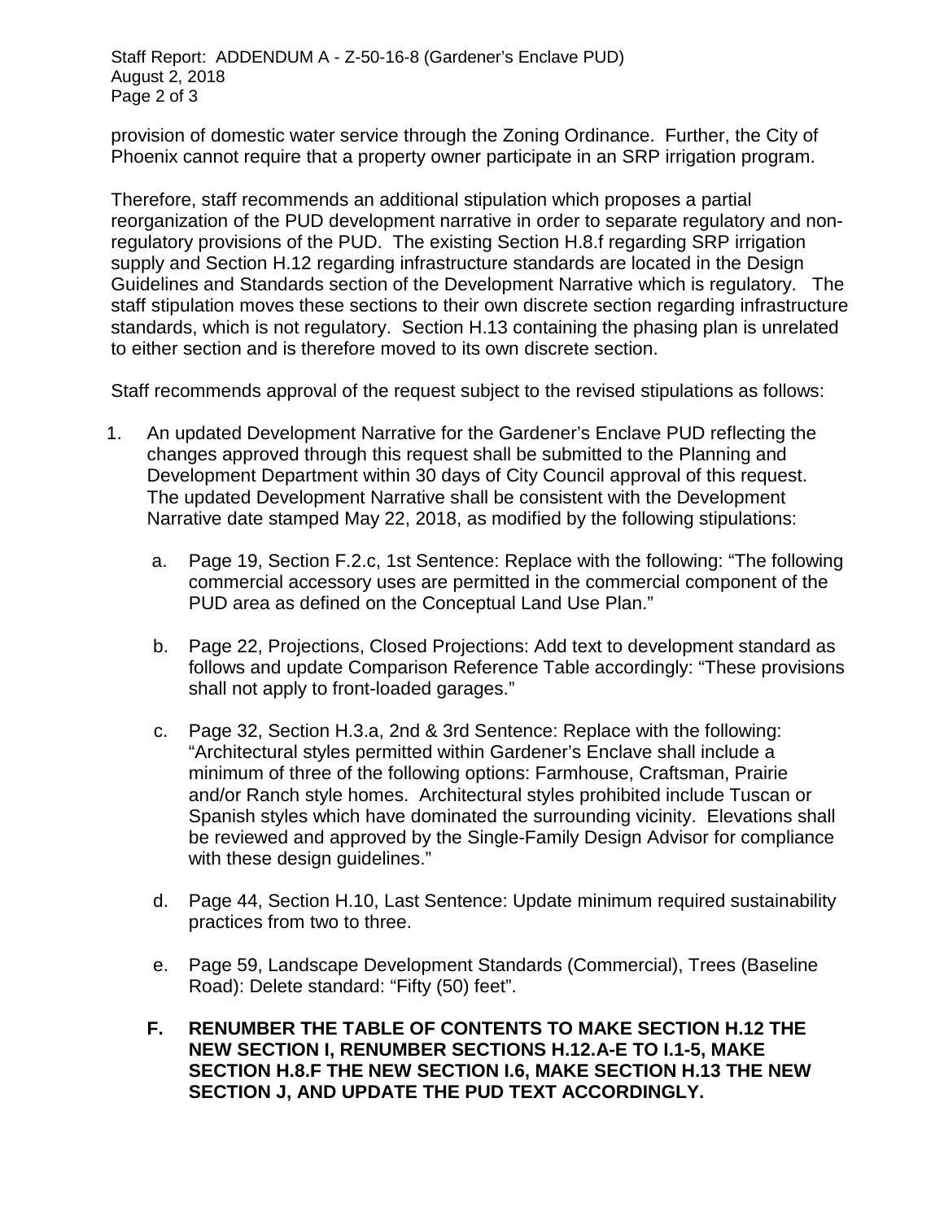provision of domestic water service through the Zoning Ordinance. Further, the City of Phoenix cannot require that a property owner participate in an SRP irrigation program.

Therefore, staff recommends an additional stipulation which proposes a partial reorganization of the PUD development narrative in order to separate regulatory and non-regulatory provisions of the PUD. The existing Section H.8.f regarding SRP irrigation supply and Section H.12 regarding infrastructure standards are located in the Design Guidelines and Standards section of the Development Narrative which is regulatory. The staff stipulation moves these sections to their own discrete section regarding infrastructure standards, which is not regulatory. Section H.13 containing the phasing plan is unrelated to either section and is therefore moved to its own discrete section.

Staff recommends approval of the request subject to the revised stipulations as follows:

1. An updated Development Narrative for the Gardener's Enclave PUD reflecting the changes approved through this request shall be submitted to the Planning and Development Department within 30 days of City Council approval of this request. The updated Development Narrative shall be consistent with the Development Narrative date stamped May 22, 2018, as modified by the following stipulations:

   a. Page 19, Section F.2.c, 1st Sentence: Replace with the following: "The following commercial accessory uses are permitted in the commercial component of the PUD area as defined on the Conceptual Land Use Plan."

   b. Page 22, Projections, Closed Projections: Add text to development standard as follows and update Comparison Reference Table accordingly: "These provisions shall not apply to front-loaded garages."

   c. Page 32, Section H.3.a, 2nd & 3rd Sentence: Replace with the following: "Architectural styles permitted within Gardener's Enclave shall include a minimum of three of the following options: Farmhouse, Craftsman, Prairie and/or Ranch style homes. Architectural styles prohibited include Tuscan or Spanish styles which have dominated the surrounding vicinity. Elevations shall be reviewed and approved by the Single-Family Design Advisor for compliance with these design guidelines."

   d. Page 44, Section H.10, Last Sentence: Update minimum required sustainability practices from two to three.

   e. Page 59, Landscape Development Standards (Commercial), Trees (Baseline Road): Delete standard: "Fifty (50) feet".

   **F. RENUMBER THE TABLE OF CONTENTS TO MAKE SECTION H.12 THE NEW SECTION I, RENUMBER SECTIONS H.12.A-E TO I.1-5, MAKE SECTION H.8.F THE NEW SECTION I.6, MAKE SECTION H.13 THE NEW SECTION J, AND UPDATE THE PUD TEXT ACCORDINGLY.**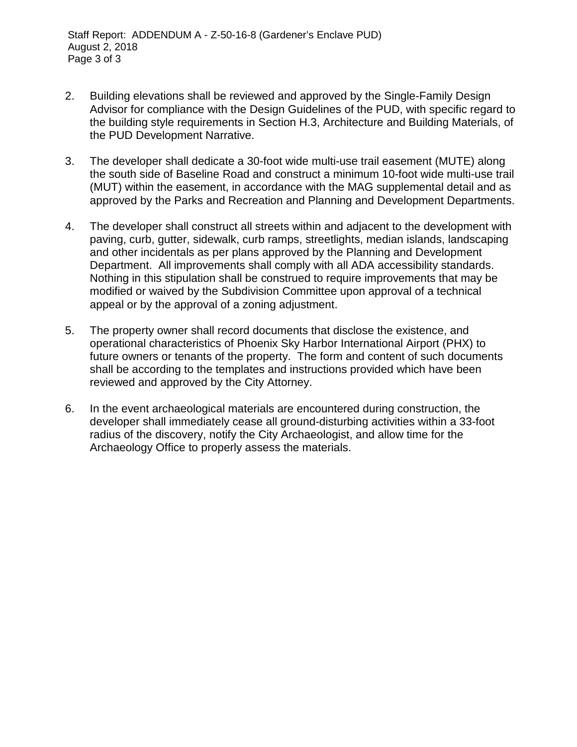2. Building elevations shall be reviewed and approved by the Single-Family Design Advisor for compliance with the Design Guidelines of the PUD, with specific regard to the building style requirements in Section H.3, Architecture and Building Materials, of the PUD Development Narrative.

3. The developer shall dedicate a 30-foot wide multi-use trail easement (MUTE) along the south side of Baseline Road and construct a minimum 10-foot wide multi-use trail (MUT) within the easement, in accordance with the MAG supplemental detail and as approved by the Parks and Recreation and Planning and Development Departments.

4. The developer shall construct all streets within and adjacent to the development with paving, curb, gutter, sidewalk, curb ramps, streetlights, median islands, landscaping and other incidentals as per plans approved by the Planning and Development Department. All improvements shall comply with all ADA accessibility standards. Nothing in this stipulation shall be construed to require improvements that may be modified or waived by the Subdivision Committee upon approval of a technical appeal or by the approval of a zoning adjustment.

5. The property owner shall record documents that disclose the existence, and operational characteristics of Phoenix Sky Harbor International Airport (PHX) to future owners or tenants of the property. The form and content of such documents shall be according to the templates and instructions provided which have been reviewed and approved by the City Attorney.

6. In the event archaeological materials are encountered during construction, the developer shall immediately cease all ground-disturbing activities within a 33-foot radius of the discovery, notify the City Archaeologist, and allow time for the Archaeology Office to properly assess the materials.